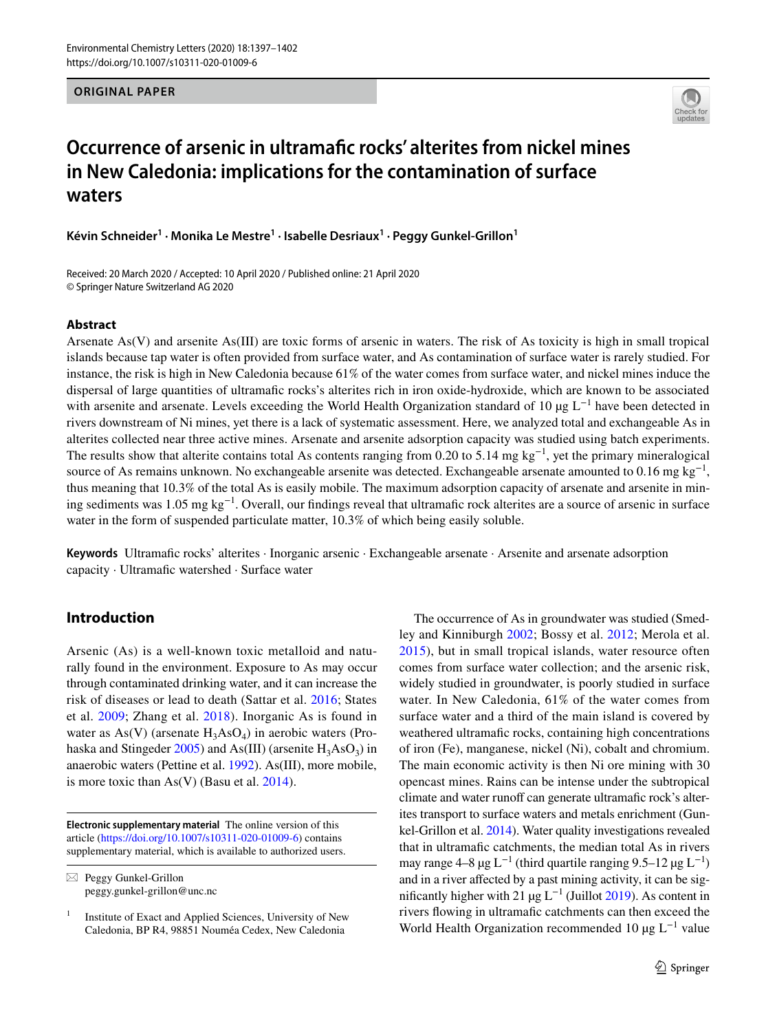ORIGINAL PAPER

# Occurrence of arsenic in ultramafic rocks' alterites from nickel mines in New Caledonia: implications for the contamination of surface waters

**Kévin Schneider[1] · Monika Le Mestre[1] · Isabelle Desriaux[1] · Peggy Gunkel-Grillon[1]**

Received: 20 March 2020 / Accepted: 10 April 2020 / Published online: 21 April 2020
© Springer Nature Switzerland AG 2020

## Abstract

Arsenate As(V) and arsenite As(III) are toxic forms of arsenic in waters. The risk of As toxicity is high in small tropical islands because tap water is often provided from surface water, and As contamination of surface water is rarely studied. For instance, the risk is high in New Caledonia because 61% of the water comes from surface water, and nickel mines induce the dispersal of large quantities of ultramafic rocks's alterites rich in iron oxide-hydroxide, which are known to be associated with arsenite and arsenate. Levels exceeding the World Health Organization standard of 10 µg $L^{-1}$ have been detected in rivers downstream of Ni mines, yet there is a lack of systematic assessment. Here, we analyzed total and exchangeable As in alterites collected near three active mines. Arsenate and arsenite adsorption capacity was studied using batch experiments. The results show that alterite contains total As contents ranging from 0.20 to 5.14 mg $kg^{-1}$, yet the primary mineralogical source of As remains unknown. No exchangeable arsenite was detected. Exchangeable arsenate amounted to 0.16 mg $kg^{-1}$, thus meaning that 10.3% of the total As is easily mobile. The maximum adsorption capacity of arsenate and arsenite in mining sediments was 1.05 mg $kg^{-1}$. Overall, our findings reveal that ultramafic rock alterites are a source of arsenic in surface water in the form of suspended particulate matter, 10.3% of which being easily soluble.

**Keywords** Ultramafic rocks' alterites · Inorganic arsenic · Exchangeable arsenate · Arsenite and arsenate adsorption capacity · Ultramafic watershed · Surface water

## Introduction

Arsenic (As) is a well-known toxic metalloid and naturally found in the environment. Exposure to As may occur through contaminated drinking water, and it can increase the risk of diseases or lead to death (Sattar et al. 2016; States et al. 2009; Zhang et al. 2018). Inorganic As is found in water as As(V) (arsenate $H_3AsO_4$) in aerobic waters (Prohaska and Stingeder 2005) and As(III) (arsenite $H_3AsO_3$) in anaerobic waters (Pettine et al. 1992). As(III), more mobile, is more toxic than As(V) (Basu et al. 2014).

The occurrence of As in groundwater was studied (Smedley and Kinniburgh 2002; Bossy et al. 2012; Merola et al. 2015), but in small tropical islands, water resource often comes from surface water collection; and the arsenic risk, widely studied in groundwater, is poorly studied in surface water. In New Caledonia, 61% of the water comes from surface water and a third of the main island is covered by weathered ultramafic rocks, containing high concentrations of iron (Fe), manganese, nickel (Ni), cobalt and chromium. The main economic activity is then Ni ore mining with 30 opencast mines. Rains can be intense under the subtropical climate and water runoff can generate ultramafic rock's alterites transport to surface waters and metals enrichment (Gunkel-Grillon et al. 2014). Water quality investigations revealed that in ultramafic catchments, the median total As in rivers may range 4–8 µg $L^{-1}$ (third quartile ranging 9.5–12 µg $L^{-1}$) and in a river affected by a past mining activity, it can be significantly higher with 21 µg $L^{-1}$ (Juillot 2019). As content in rivers flowing in ultramafic catchments can then exceed the World Health Organization recommended 10 µg $L^{-1}$ value

**Electronic supplementary material** The online version of this article (https://doi.org/10.1007/s10311-020-01009-6) contains supplementary material, which is available to authorized users.

✉ Peggy Gunkel-Grillon
peggy.gunkel-grillon@unc.nc

[1] Institute of Exact and Applied Sciences, University of New Caledonia, BP R4, 98851 Nouméa Cedex, New Caledonia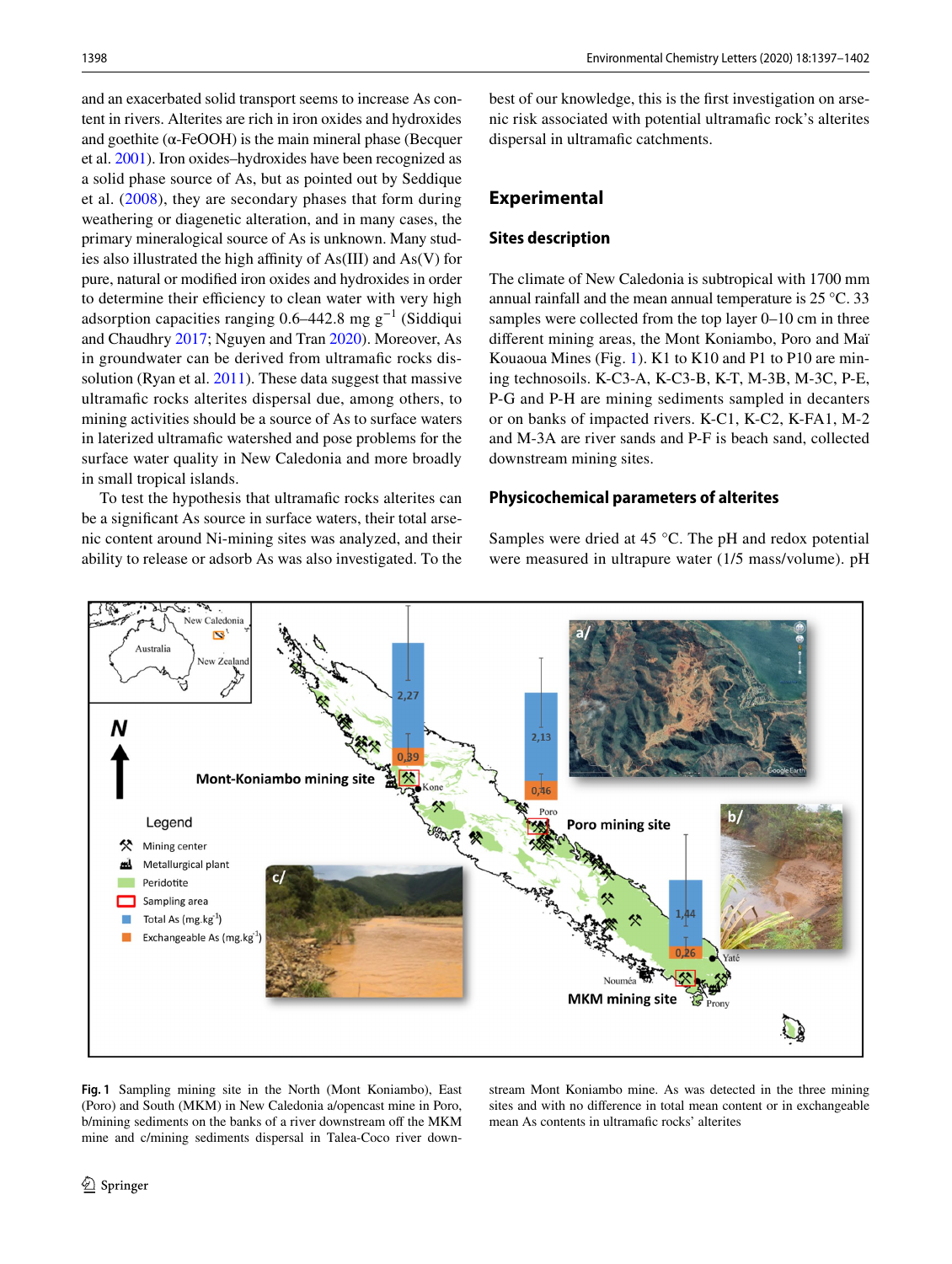and an exacerbated solid transport seems to increase As content in rivers. Alterites are rich in iron oxides and hydroxides and goethite (α-FeOOH) is the main mineral phase (Becquer et al. 2001). Iron oxides–hydroxides have been recognized as a solid phase source of As, but as pointed out by Seddique et al. (2008), they are secondary phases that form during weathering or diagenetic alteration, and in many cases, the primary mineralogical source of As is unknown. Many studies also illustrated the high affinity of As(III) and As(V) for pure, natural or modified iron oxides and hydroxides in order to determine their efficiency to clean water with very high adsorption capacities ranging 0.6–442.8 mg $g^{-1}$ (Siddiqui and Chaudhry 2017; Nguyen and Tran 2020). Moreover, As in groundwater can be derived from ultramafic rocks dissolution (Ryan et al. 2011). These data suggest that massive ultramafic rocks alterites dispersal due, among others, to mining activities should be a source of As to surface waters in laterized ultramafic watershed and pose problems for the surface water quality in New Caledonia and more broadly in small tropical islands.

To test the hypothesis that ultramafic rocks alterites can be a significant As source in surface waters, their total arsenic content around Ni-mining sites was analyzed, and their ability to release or adsorb As was also investigated. To the best of our knowledge, this is the first investigation on arsenic risk associated with potential ultramafic rock's alterites dispersal in ultramafic catchments.

## Experimental

### Sites description

The climate of New Caledonia is subtropical with 1700 mm annual rainfall and the mean annual temperature is 25 °C. 33 samples were collected from the top layer 0–10 cm in three different mining areas, the Mont Koniambo, Poro and Maï Kouaoua Mines (Fig. 1). K1 to K10 and P1 to P10 are mining technosoils. K-C3-A, K-C3-B, K-T, M-3B, M-3C, P-E, P-G and P-H are mining sediments sampled in decanters or on banks of impacted rivers. K-C1, K-C2, K-FA1, M-2 and M-3A are river sands and P-F is beach sand, collected downstream mining sites.

### Physicochemical parameters of alterites

Samples were dried at 45 °C. The pH and redox potential were measured in ultrapure water (1/5 mass/volume). pH

**Fig. 1** Sampling mining site in the North (Mont Koniambo), East (Poro) and South (MKM) in New Caledonia a/opencast mine in Poro, b/mining sediments on the banks of a river downstream off the MKM mine and c/mining sediments dispersal in Talea-Coco river downstream Mont Koniambo mine. As was detected in the three mining sites and with no difference in total mean content or in exchangeable mean As contents in ultramafic rocks' alterites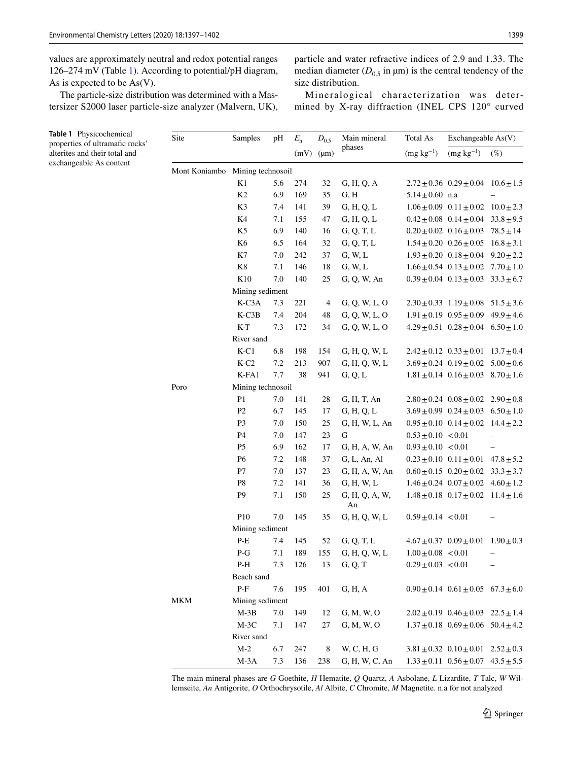values are approximately neutral and redox potential ranges 126–274 mV (Table 1). According to potential/pH diagram, As is expected to be As(V).

The particle-size distribution was determined with a Mastersizer S2000 laser particle-size analyzer (Malvern, UK), particle and water refractive indices of 2.9 and 1.33. The median diameter ($D_{0.5}$ in μm) is the central tendency of the size distribution.

Mineralogical characterization was determined by X-ray diffraction (INEL CPS 120° curved

**Table 1** Physicochemical properties of ultramafic rocks' alterites and their total and exchangeable As content

| Site | Samples | pH | $E_h$ (mV) | $D_{0.5}$ (μm) | Main mineral phases | Total As ($mg\ kg^{-1}$) | Exchangeable As(V) ($mg\ kg^{-1}$) | Exchangeable As(V) (%) |
|---|---|---|---|---|---|---|---|---|
| Mont Koniambo | Mining technosoil | | | | | | | |
| | K1 | 5.6 | 274 | 32 | G, H, Q, A | 2.72 ± 0.36 | 0.29 ± 0.04 | 10.6 ± 1.5 |
| | K2 | 6.9 | 169 | 35 | G, H | 5.14 ± 0.60 | n.a | – |
| | K3 | 7.4 | 141 | 39 | G, H, Q, L | 1.06 ± 0.09 | 0.11 ± 0.02 | 10.0 ± 2.3 |
| | K4 | 7.1 | 155 | 47 | G, H, Q, L | 0.42 ± 0.08 | 0.14 ± 0.04 | 33.8 ± 9.5 |
| | K5 | 6.9 | 140 | 16 | G, Q, T, L | 0.20 ± 0.02 | 0.16 ± 0.03 | 78.5 ± 14 |
| | K6 | 6.5 | 164 | 32 | G, Q, T, L | 1.54 ± 0.20 | 0.26 ± 0.05 | 16.8 ± 3.1 |
| | K7 | 7.0 | 242 | 37 | G, W, L | 1.93 ± 0.20 | 0.18 ± 0.04 | 9.20 ± 2.2 |
| | K8 | 7.1 | 146 | 18 | G, W, L | 1.66 ± 0.54 | 0.13 ± 0.02 | 7.70 ± 1.0 |
| | K10 | 7.0 | 140 | 25 | G, Q, W, An | 0.39 ± 0.04 | 0.13 ± 0.03 | 33.3 ± 6.7 |
| | Mining sediment | | | | | | | |
| | K-C3A | 7.3 | 221 | 4 | G, Q, W, L, O | 2.30 ± 0.33 | 1.19 ± 0.08 | 51.5 ± 3.6 |
| | K-C3B | 7.4 | 204 | 48 | G, Q, W, L, O | 1.91 ± 0.19 | 0.95 ± 0.09 | 49.9 ± 4.6 |
| | K-T | 7.3 | 172 | 34 | G, Q, W, L, O | 4.29 ± 0.51 | 0.28 ± 0.04 | 6.50 ± 1.0 |
| | River sand | | | | | | | |
| | K-C1 | 6.8 | 198 | 154 | G, H, Q, W, L | 2.42 ± 0.12 | 0.33 ± 0.01 | 13.7 ± 0.4 |
| | K-C2 | 7.2 | 213 | 907 | G, H, Q, W, L | 3.69 ± 0.24 | 0.19 ± 0.02 | 5.00 ± 0.6 |
| | K-FA1 | 7.7 | 38 | 941 | G, Q, L | 1.81 ± 0.14 | 0.16 ± 0.03 | 8.70 ± 1.6 |
| Poro | Mining technosoil | | | | | | | |
| | P1 | 7.0 | 141 | 28 | G, H, T, An | 2.80 ± 0.24 | 0.08 ± 0.02 | 2.90 ± 0.8 |
| | P2 | 6.7 | 145 | 17 | G, H, Q, L | 3.69 ± 0.99 | 0.24 ± 0.03 | 6.50 ± 1.0 |
| | P3 | 7.0 | 150 | 25 | G, H, W, L, An | 0.95 ± 0.10 | 0.14 ± 0.02 | 14.4 ± 2.2 |
| | P4 | 7.0 | 147 | 23 | G | 0.53 ± 0.10 | < 0.01 | – |
| | P5 | 6.9 | 162 | 17 | G, H, A, W, An | 0.93 ± 0.10 | < 0.01 | – |
| | P6 | 7.2 | 148 | 37 | G, L, An, Al | 0.23 ± 0.10 | 0.11 ± 0.01 | 47.8 ± 5.2 |
| | P7 | 7.0 | 137 | 23 | G, H, A, W, An | 0.60 ± 0.15 | 0.20 ± 0.02 | 33.3 ± 3.7 |
| | P8 | 7.2 | 141 | 36 | G, H, W, L | 1.46 ± 0.24 | 0.07 ± 0.02 | 4.60 ± 1.2 |
| | P9 | 7.1 | 150 | 25 | G, H, Q, A, W, An | 1.48 ± 0.18 | 0.17 ± 0.02 | 11.4 ± 1.6 |
| | P10 | 7.0 | 145 | 35 | G, H, Q, W, L | 0.59 ± 0.14 | < 0.01 | – |
| | Mining sediment | | | | | | | |
| | P-E | 7.4 | 145 | 52 | G, Q, T, L | 4.67 ± 0.37 | 0.09 ± 0.01 | 1.90 ± 0.3 |
| | P-G | 7.1 | 189 | 155 | G, H, Q, W, L | 1.00 ± 0.08 | < 0.01 | – |
| | P-H | 7.3 | 126 | 13 | G, Q, T | 0.29 ± 0.03 | < 0.01 | – |
| | Beach sand | | | | | | | |
| | P-F | 7.6 | 195 | 401 | G, H, A | 0.90 ± 0.14 | 0.61 ± 0.05 | 67.3 ± 6.0 |
| MKM | Mining sediment | | | | | | | |
| | M-3B | 7.0 | 149 | 12 | G, M, W, O | 2.02 ± 0.19 | 0.46 ± 0.03 | 22.5 ± 1.4 |
| | M-3C | 7.1 | 147 | 27 | G, M, W, O | 1.37 ± 0.18 | 0.69 ± 0.06 | 50.4 ± 4.2 |
| | River sand | | | | | | | |
| | M-2 | 6.7 | 247 | 8 | W, C, H, G | 3.81 ± 0.32 | 0.10 ± 0.01 | 2.52 ± 0.3 |
| | M-3A | 7.3 | 136 | 238 | G, H, W, C, An | 1.33 ± 0.11 | 0.56 ± 0.07 | 43.5 ± 5.5 |

The main mineral phases are *G* Goethite, *H* Hematite, *Q* Quartz, *A* Asbolane, *L* Lizardite, *T* Talc, *W* Willemseite, *An* Antigorite, *O* Orthochrysotile, *Al* Albite, *C* Chromite, *M* Magnetite. n.a for not analyzed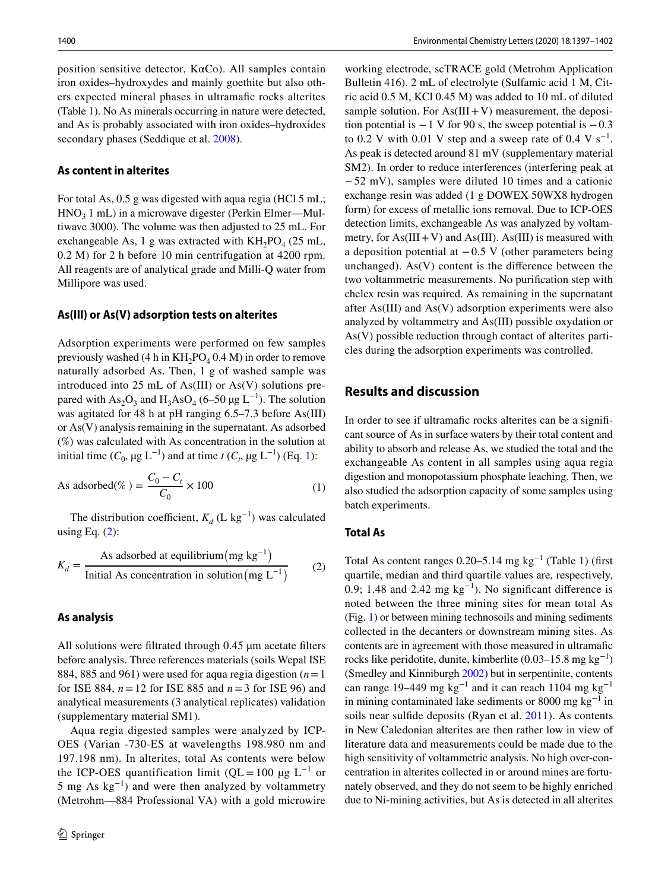position sensitive detector, KαCo). All samples contain iron oxides–hydroxydes and mainly goethite but also others expected mineral phases in ultramafic rocks alterites (Table 1). No As minerals occurring in nature were detected, and As is probably associated with iron oxides–hydroxides secondary phases (Seddique et al. 2008).

### As content in alterites

For total As, 0.5 g was digested with aqua regia (HCl 5 mL; $HNO_3$ 1 mL) in a microwave digester (Perkin Elmer—Multiwave 3000). The volume was then adjusted to 25 mL. For exchangeable As, 1 g was extracted with $KH_2PO_4$ (25 mL, 0.2 M) for 2 h before 10 min centrifugation at 4200 rpm. All reagents are of analytical grade and Milli-Q water from Millipore was used.

### As(III) or As(V) adsorption tests on alterites

Adsorption experiments were performed on few samples previously washed (4 h in $KH_2PO_4$ 0.4 M) in order to remove naturally adsorbed As. Then, 1 g of washed sample was introduced into 25 mL of As(III) or As(V) solutions prepared with $As_2O_3$ and $H_3AsO_4$ (6–50 µg $L^{-1}$). The solution was agitated for 48 h at pH ranging 6.5–7.3 before As(III) or As(V) analysis remaining in the supernatant. As adsorbed (%) was calculated with As concentration in the solution at initial time ($C_0$, µg $L^{-1}$) and at time $t$ ($C_t$, µg $L^{-1}$) (Eq. 1):

$$\text{As adsorbed}(\%) = \frac{C_0 - C_t}{C_0} \times 100 \quad (1)$$

The distribution coefficient, $K_d$ (L $kg^{-1}$) was calculated using Eq. (2):

$$K_d = \frac{\text{As adsorbed at equilibrium}\left(\text{mg kg}^{-1}\right)}{\text{Initial As concentration in solution}\left(\text{mg L}^{-1}\right)} \quad (2)$$

### As analysis

All solutions were filtrated through 0.45 µm acetate filters before analysis. Three references materials (soils Wepal ISE 884, 885 and 961) were used for aqua regia digestion ($n=1$ for ISE 884, $n=12$ for ISE 885 and $n=3$ for ISE 96) and analytical measurements (3 analytical replicates) validation (supplementary material SM1).

Aqua regia digested samples were analyzed by ICP-OES (Varian -730-ES at wavelengths 198.980 nm and 197.198 nm). In alterites, total As contents were below the ICP-OES quantification limit (QL = 100 µg $L^{-1}$ or 5 mg As $kg^{-1}$) and were then analyzed by voltammetry (Metrohm—884 Professional VA) with a gold microwire working electrode, scTRACE gold (Metrohm Application Bulletin 416). 2 mL of electrolyte (Sulfamic acid 1 M, Citric acid 0.5 M, KCl 0.45 M) was added to 10 mL of diluted sample solution. For As(III + V) measurement, the deposition potential is −1 V for 90 s, the sweep potential is −0.3 to 0.2 V with 0.01 V step and a sweep rate of 0.4 V $s^{-1}$. As peak is detected around 81 mV (supplementary material SM2). In order to reduce interferences (interfering peak at −52 mV), samples were diluted 10 times and a cationic exchange resin was added (1 g DOWEX 50WX8 hydrogen form) for excess of metallic ions removal. Due to ICP-OES detection limits, exchangeable As was analyzed by voltammetry, for As(III + V) and As(III). As(III) is measured with a deposition potential at −0.5 V (other parameters being unchanged). As(V) content is the difference between the two voltammetric measurements. No purification step with chelex resin was required. As remaining in the supernatant after As(III) and As(V) adsorption experiments were also analyzed by voltammetry and As(III) possible oxydation or As(V) possible reduction through contact of alterites particles during the adsorption experiments was controlled.

## Results and discussion

In order to see if ultramafic rocks alterites can be a significant source of As in surface waters by their total content and ability to absorb and release As, we studied the total and the exchangeable As content in all samples using aqua regia digestion and monopotassium phosphate leaching. Then, we also studied the adsorption capacity of some samples using batch experiments.

### Total As

Total As content ranges 0.20–5.14 mg $kg^{-1}$ (Table 1) (first quartile, median and third quartile values are, respectively, 0.9; 1.48 and 2.42 mg $kg^{-1}$). No significant difference is noted between the three mining sites for mean total As (Fig. 1) or between mining technosoils and mining sediments collected in the decanters or downstream mining sites. As contents are in agreement with those measured in ultramafic rocks like peridotite, dunite, kimberlite (0.03–15.8 mg $kg^{-1}$) (Smedley and Kinniburgh 2002) but in serpentinite, contents can range 19–449 mg $kg^{-1}$ and it can reach 1104 mg $kg^{-1}$ in mining contaminated lake sediments or 8000 mg $kg^{-1}$ in soils near sulfide deposits (Ryan et al. 2011). As contents in New Caledonian alterites are then rather low in view of literature data and measurements could be made due to the high sensitivity of voltammetric analysis. No high over-concentration in alterites collected in or around mines are fortunately observed, and they do not seem to be highly enriched due to Ni-mining activities, but As is detected in all alterites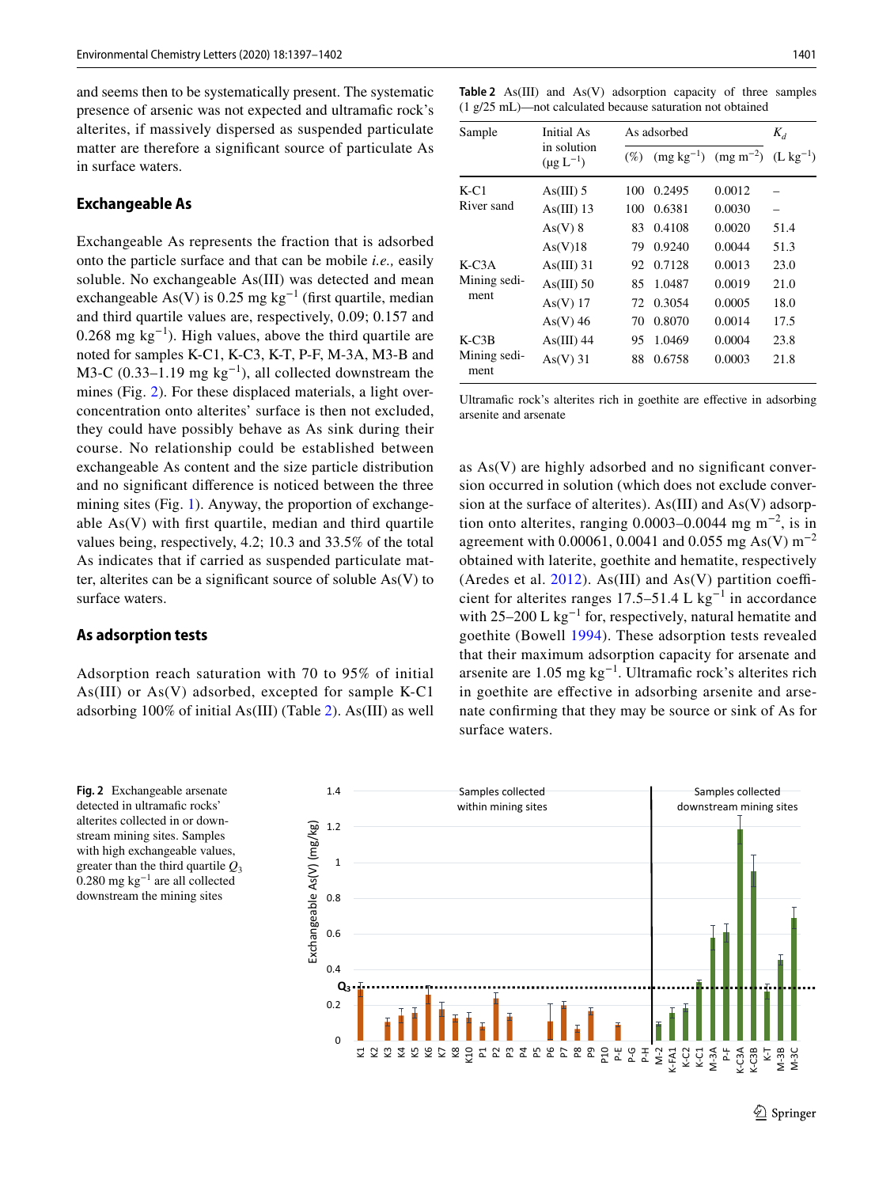and seems then to be systematically present. The systematic presence of arsenic was not expected and ultramafic rock's alterites, if massively dispersed as suspended particulate matter are therefore a significant source of particulate As in surface waters.

## Exchangeable As

Exchangeable As represents the fraction that is adsorbed onto the particle surface and that can be mobile *i.e.,* easily soluble. No exchangeable As(III) was detected and mean exchangeable As(V) is 0.25 mg kg$^{-1}$ (first quartile, median and third quartile values are, respectively, 0.09; 0.157 and 0.268 mg kg$^{-1}$). High values, above the third quartile are noted for samples K-C1, K-C3, K-T, P-F, M-3A, M3-B and M3-C (0.33–1.19 mg kg$^{-1}$), all collected downstream the mines (Fig. 2). For these displaced materials, a light over-concentration onto alterites' surface is then not excluded, they could have possibly behave as As sink during their course. No relationship could be established between exchangeable As content and the size particle distribution and no significant difference is noticed between the three mining sites (Fig. 1). Anyway, the proportion of exchangeable As(V) with first quartile, median and third quartile values being, respectively, 4.2; 10.3 and 33.5% of the total As indicates that if carried as suspended particulate matter, alterites can be a significant source of soluble As(V) to surface waters.

## As adsorption tests

Adsorption reach saturation with 70 to 95% of initial As(III) or As(V) adsorbed, excepted for sample K-C1 adsorbing 100% of initial As(III) (Table 2). As(III) as well as As(V) are highly adsorbed and no significant conversion occurred in solution (which does not exclude conversion at the surface of alterites). As(III) and As(V) adsorption onto alterites, ranging 0.0003–0.0044 mg m$^{-2}$, is in agreement with 0.00061, 0.0041 and 0.055 mg As(V) m$^{-2}$ obtained with laterite, goethite and hematite, respectively (Aredes et al. 2012). As(III) and As(V) partition coefficient for alterites ranges 17.5–51.4 L kg$^{-1}$ in accordance with 25–200 L kg$^{-1}$ for, respectively, natural hematite and goethite (Bowell 1994). These adsorption tests revealed that their maximum adsorption capacity for arsenate and arsenite are 1.05 mg kg$^{-1}$. Ultramafic rock's alterites rich in goethite are effective in adsorbing arsenite and arsenate confirming that they may be source or sink of As for surface waters.

**Table 2** As(III) and As(V) adsorption capacity of three samples (1 g/25 mL)—not calculated because saturation not obtained

| Sample | Initial As in solution (µg L$^{-1}$) | As adsorbed | | | $K_d$ |
|---|---|---|---|---|---|
| | | (%) | (mg kg$^{-1}$) | (mg m$^{-2}$) | (L kg$^{-1}$) |
| K-C1 River sand | As(III) 5 | 100 | 0.2495 | 0.0012 | – |
| | As(III) 13 | 100 | 0.6381 | 0.0030 | – |
| | As(V) 8 | 83 | 0.4108 | 0.0020 | 51.4 |
| | As(V)18 | 79 | 0.9240 | 0.0044 | 51.3 |
| K-C3A Mining sediment | As(III) 31 | 92 | 0.7128 | 0.0013 | 23.0 |
| | As(III) 50 | 85 | 1.0487 | 0.0019 | 21.0 |
| | As(V) 17 | 72 | 0.3054 | 0.0005 | 18.0 |
| | As(V) 46 | 70 | 0.8070 | 0.0014 | 17.5 |
| K-C3B Mining sediment | As(III) 44 | 95 | 1.0469 | 0.0004 | 23.8 |
| | As(V) 31 | 88 | 0.6758 | 0.0003 | 21.8 |

Ultramafic rock's alterites rich in goethite are effective in adsorbing arsenite and arsenate

**Fig. 2** Exchangeable arsenate detected in ultramafic rocks' alterites collected in or downstream mining sites. Samples with high exchangeable values, greater than the third quartile $Q_3$ 0.280 mg kg$^{-1}$ are all collected downstream the mining sites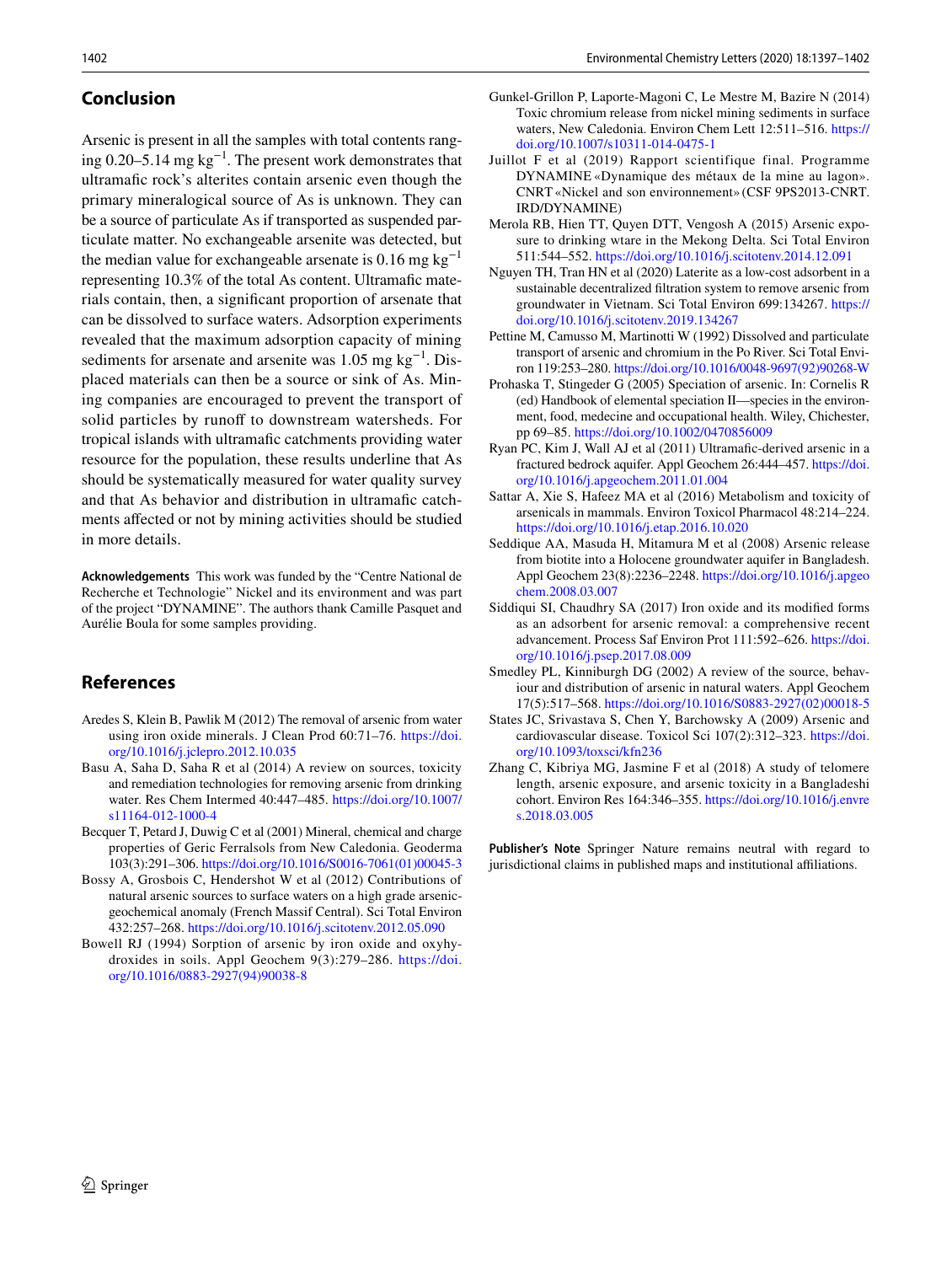## Conclusion

Arsenic is present in all the samples with total contents ranging 0.20–5.14 mg kg$^{-1}$. The present work demonstrates that ultramafic rock's alterites contain arsenic even though the primary mineralogical source of As is unknown. They can be a source of particulate As if transported as suspended particulate matter. No exchangeable arsenite was detected, but the median value for exchangeable arsenate is 0.16 mg kg$^{-1}$ representing 10.3% of the total As content. Ultramafic materials contain, then, a significant proportion of arsenate that can be dissolved to surface waters. Adsorption experiments revealed that the maximum adsorption capacity of mining sediments for arsenate and arsenite was 1.05 mg kg$^{-1}$. Displaced materials can then be a source or sink of As. Mining companies are encouraged to prevent the transport of solid particles by runoff to downstream watersheds. For tropical islands with ultramafic catchments providing water resource for the population, these results underline that As should be systematically measured for water quality survey and that As behavior and distribution in ultramafic catchments affected or not by mining activities should be studied in more details.

**Acknowledgements** This work was funded by the "Centre National de Recherche et Technologie" Nickel and its environment and was part of the project "DYNAMINE". The authors thank Camille Pasquet and Aurélie Boula for some samples providing.

## References

Aredes S, Klein B, Pawlik M (2012) The removal of arsenic from water using iron oxide minerals. J Clean Prod 60:71–76. https://doi.org/10.1016/j.jclepro.2012.10.035

Basu A, Saha D, Saha R et al (2014) A review on sources, toxicity and remediation technologies for removing arsenic from drinking water. Res Chem Intermed 40:447–485. https://doi.org/10.1007/s11164-012-1000-4

Becquer T, Petard J, Duwig C et al (2001) Mineral, chemical and charge properties of Geric Ferralsols from New Caledonia. Geoderma 103(3):291–306. https://doi.org/10.1016/S0016-7061(01)00045-3

Bossy A, Grosbois C, Hendershot W et al (2012) Contributions of natural arsenic sources to surface waters on a high grade arsenic-geochemical anomaly (French Massif Central). Sci Total Environ 432:257–268. https://doi.org/10.1016/j.scitotenv.2012.05.090

Bowell RJ (1994) Sorption of arsenic by iron oxide and oxyhydroxides in soils. Appl Geochem 9(3):279–286. https://doi.org/10.1016/0883-2927(94)90038-8

Gunkel-Grillon P, Laporte-Magoni C, Le Mestre M, Bazire N (2014) Toxic chromium release from nickel mining sediments in surface waters, New Caledonia. Environ Chem Lett 12:511–516. https://doi.org/10.1007/s10311-014-0475-1

Juillot F et al (2019) Rapport scientifique final. Programme DYNAMINE «Dynamique des métaux de la mine au lagon». CNRT «Nickel and son environnement» (CSF 9PS2013-CNRT. IRD/DYNAMINE)

Merola RB, Hien TT, Quyen DTT, Vengosh A (2015) Arsenic exposure to drinking wtare in the Mekong Delta. Sci Total Environ 511:544–552. https://doi.org/10.1016/j.scitotenv.2014.12.091

Nguyen TH, Tran HN et al (2020) Laterite as a low-cost adsorbent in a sustainable decentralized filtration system to remove arsenic from groundwater in Vietnam. Sci Total Environ 699:134267. https://doi.org/10.1016/j.scitotenv.2019.134267

Pettine M, Camusso M, Martinotti W (1992) Dissolved and particulate transport of arsenic and chromium in the Po River. Sci Total Environ 119:253–280. https://doi.org/10.1016/0048-9697(92)90268-W

Prohaska T, Stingeder G (2005) Speciation of arsenic. In: Cornelis R (ed) Handbook of elemental speciation II—species in the environment, food, medecine and occupational health. Wiley, Chichester, pp 69–85. https://doi.org/10.1002/0470856009

Ryan PC, Kim J, Wall AJ et al (2011) Ultramafic-derived arsenic in a fractured bedrock aquifer. Appl Geochem 26:444–457. https://doi.org/10.1016/j.apgeochem.2011.01.004

Sattar A, Xie S, Hafeez MA et al (2016) Metabolism and toxicity of arsenicals in mammals. Environ Toxicol Pharmacol 48:214–224. https://doi.org/10.1016/j.etap.2016.10.020

Seddique AA, Masuda H, Mitamura M et al (2008) Arsenic release from biotite into a Holocene groundwater aquifer in Bangladesh. Appl Geochem 23(8):2236–2248. https://doi.org/10.1016/j.apgeochem.2008.03.007

Siddiqui SI, Chaudhry SA (2017) Iron oxide and its modified forms as an adsorbent for arsenic removal: a comprehensive recent advancement. Process Saf Environ Prot 111:592–626. https://doi.org/10.1016/j.psep.2017.08.009

Smedley PL, Kinniburgh DG (2002) A review of the source, behaviour and distribution of arsenic in natural waters. Appl Geochem 17(5):517–568. https://doi.org/10.1016/S0883-2927(02)00018-5

States JC, Srivastava S, Chen Y, Barchowsky A (2009) Arsenic and cardiovascular disease. Toxicol Sci 107(2):312–323. https://doi.org/10.1093/toxsci/kfn236

Zhang C, Kibriya MG, Jasmine F et al (2018) A study of telomere length, arsenic exposure, and arsenic toxicity in a Bangladeshi cohort. Environ Res 164:346–355. https://doi.org/10.1016/j.envres.2018.03.005

**Publisher's Note** Springer Nature remains neutral with regard to jurisdictional claims in published maps and institutional affiliations.